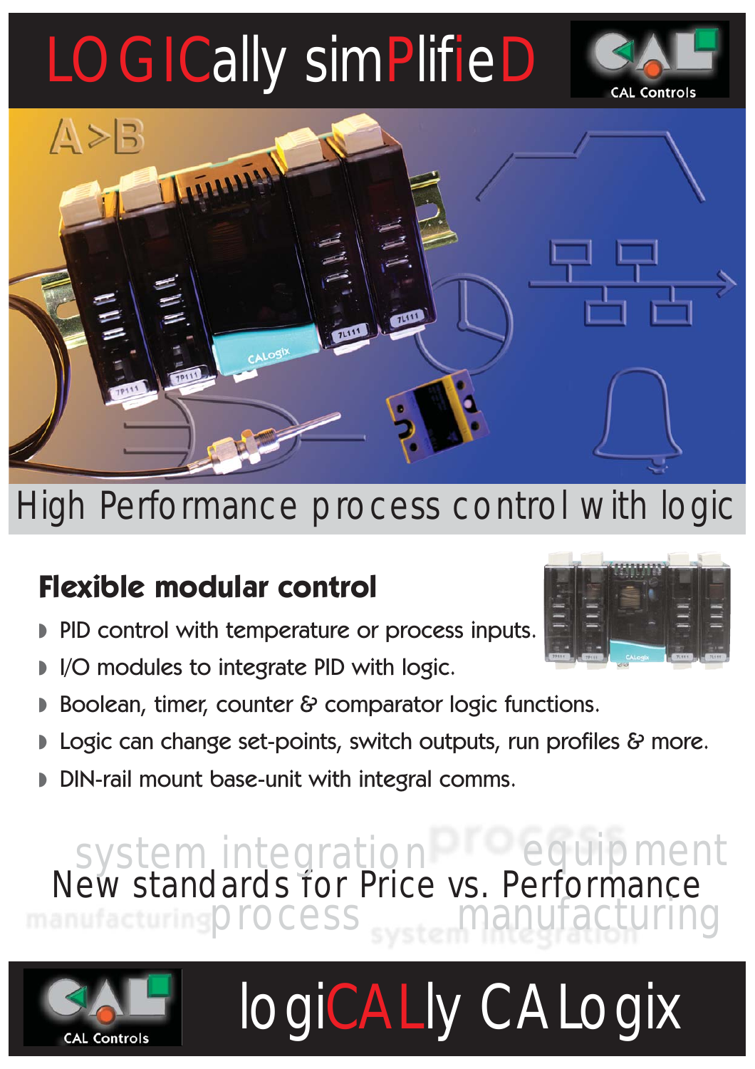# LOGICally simPlifieD

CAL Controls

High Performance process control with logic

## Flexible modular control

- PID control with temperature or process inputs.
- I/O modules to integrate PID with logic.
- Boolean, timer, counter & comparator logic functions.
- Logic can change set-points, switch outputs, run profiles & more.
- DIN-rail mount base-unit with integral comms.

New standards for Price vs. Performance

CAL Controls

# logiCALly CALogix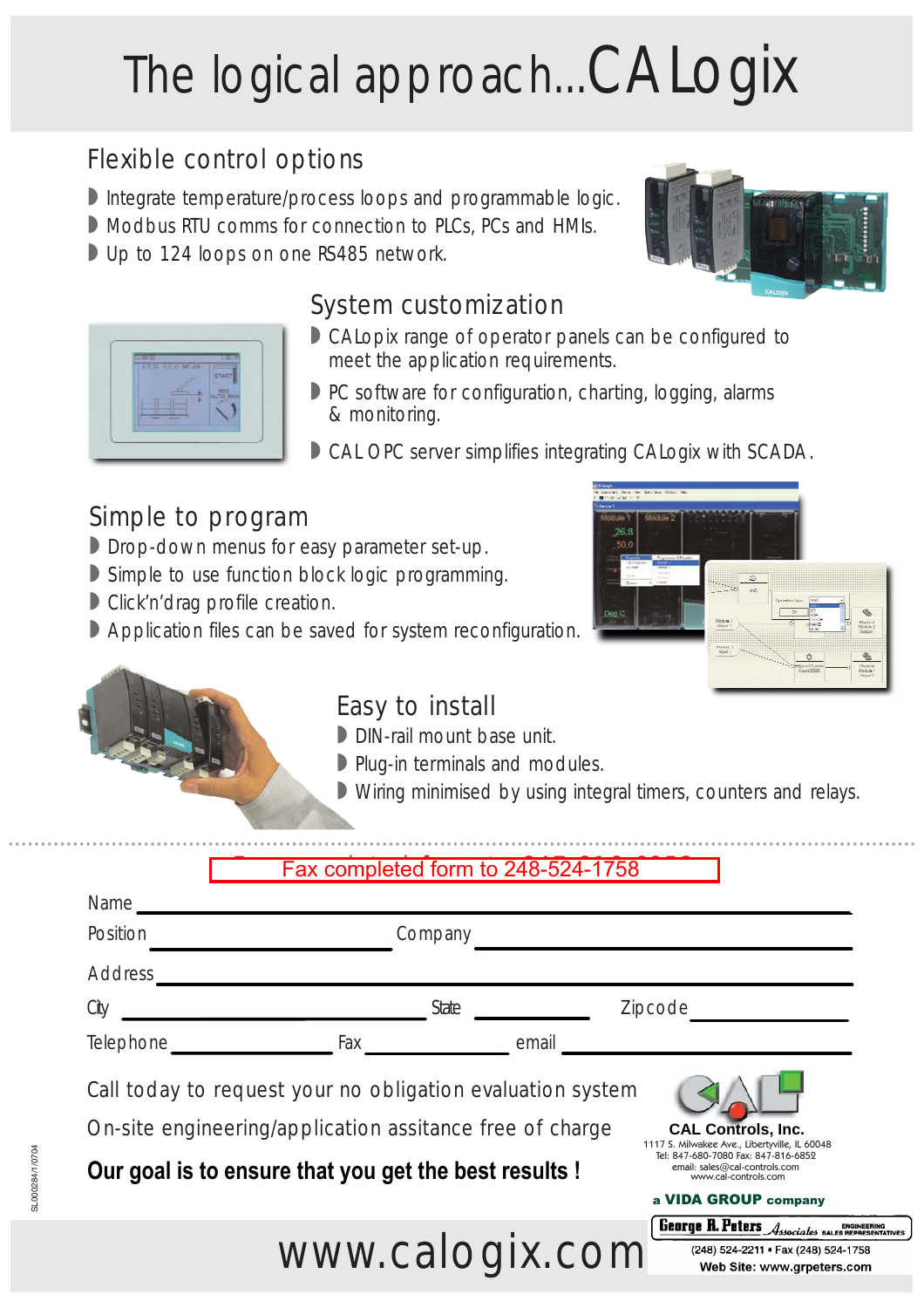# The logical approach...CALogix

## Flexible control options

- Integrate temperature/process loops and programmable logic.
- Modbus RTU comms for connection to PLCs, PCs and HMIs.
- Up to 124 loops on one RS485 network.

## System customization

- CALopix range of operator panels can be configured to meet the application requirements.
- PC software for configuration, charting, logging, alarms & monitoring.
- CAL OPC server simplifies integrating CALogix with SCADA.

## Simple to program

- Drop-down menus for easy parameter set-up.
- Simple to use function block logic programming.
- Click'n'drag profile creation.
- Application files can be saved for system reconfiguration.

## Easy to install

- DIN-rail mount base unit.
- Plug-in terminals and modules.
- Wiring minimised by using integral timers, counters and relays.

Fax completed form to 248-524-1758

Name ____________________

Position ____________________ Company ____________________

Address ____________________

City ____________________ State __________ Zipcode __________

Telephone __________ Fax __________ email __________

Call today to request your no obligation evaluation system

On-site engineering/application assitance free of charge

**Our goal is to ensure that you get the best results !**

**CAL Controls, Inc.**
1117 S. Milwakee Ave., Libertyville, IL 60048
Tel: 847-680-7080 Fax: 847-816-6852
email: sales@cal-controls.com
www.cal-controls.com

**a VIDA GROUP company**

George R. Peters Associates ENGINEERING SALES REPRESENTATIVES
(248) 524-2211 • Fax (248) 524-1758
**Web Site: www.grpeters.com**

www.calogix.com

SL000284/1/0704